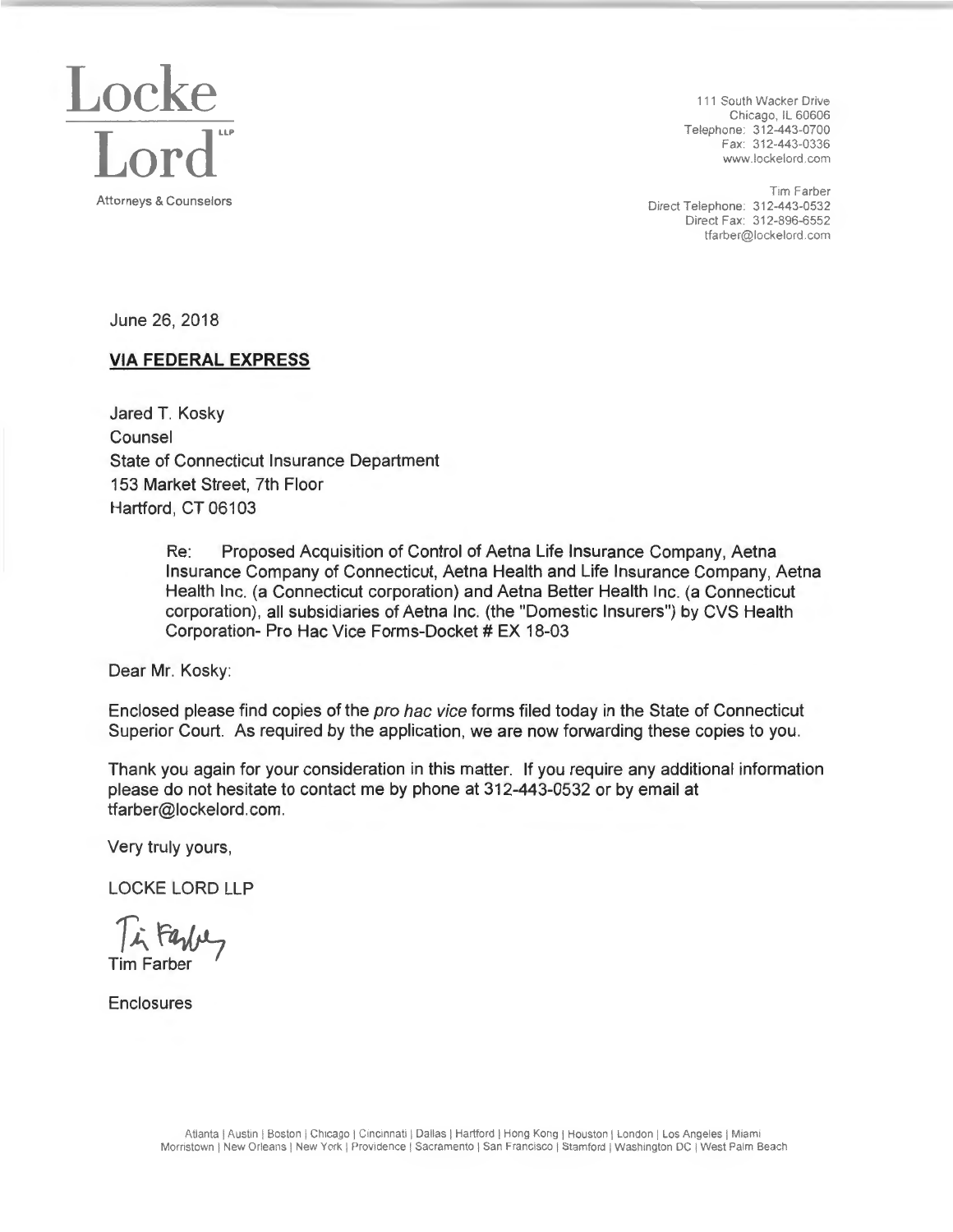**Locke Lord LLP**
Attorneys & Counselors

111 South Wacker Drive
Chicago, IL 60606
Telephone: 312-443-0700
Fax: 312-443-0336
www.lockelord.com

Tim Farber
Direct Telephone: 312-443-0532
Direct Fax: 312-896-6552
tfarber@lockelord.com

June 26, 2018

**VIA FEDERAL EXPRESS**

Jared T. Kosky
Counsel
State of Connecticut Insurance Department
153 Market Street, 7th Floor
Hartford, CT 06103

> Re: Proposed Acquisition of Control of Aetna Life Insurance Company, Aetna Insurance Company of Connecticut, Aetna Health and Life Insurance Company, Aetna Health Inc. (a Connecticut corporation) and Aetna Better Health Inc. (a Connecticut corporation), all subsidiaries of Aetna Inc. (the "Domestic Insurers") by CVS Health Corporation- Pro Hac Vice Forms-Docket # EX 18-03

Dear Mr. Kosky:

Enclosed please find copies of the *pro hac vice* forms filed today in the State of Connecticut Superior Court. As required by the application, we are now forwarding these copies to you.

Thank you again for your consideration in this matter. If you require any additional information please do not hesitate to contact me by phone at 312-443-0532 or by email at tfarber@lockelord.com.

Very truly yours,

LOCKE LORD LLP

Tim Farber

Enclosures

Atlanta | Austin | Boston | Chicago | Cincinnati | Dallas | Hartford | Hong Kong | Houston | London | Los Angeles | Miami
Morristown | New Orleans | New York | Providence | Sacramento | San Francisco | Stamford | Washington DC | West Palm Beach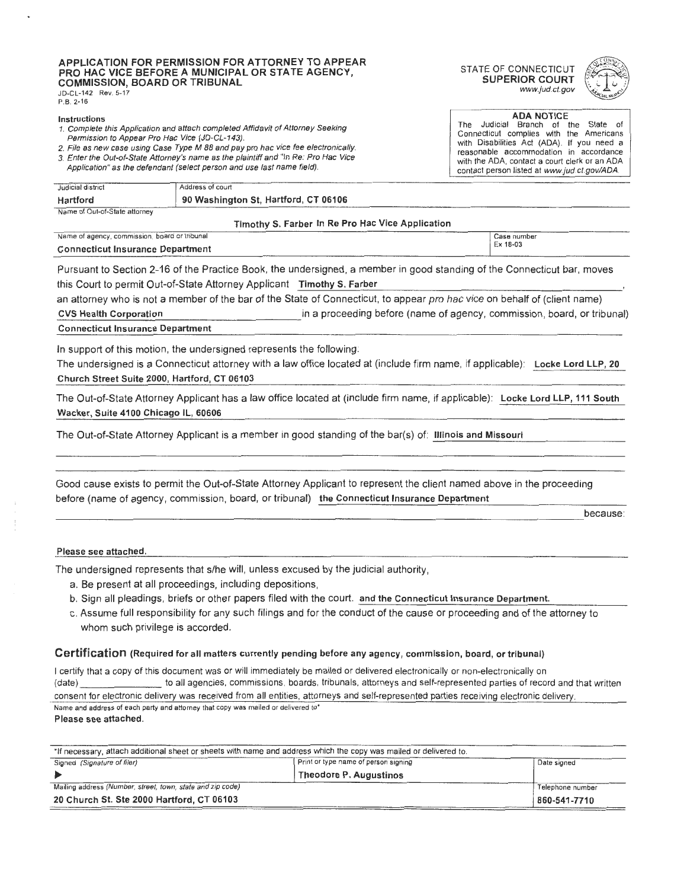**APPLICATION FOR PERMISSION FOR ATTORNEY TO APPEAR PRO HAC VICE BEFORE A MUNICIPAL OR STATE AGENCY, COMMISSION, BOARD OR TRIBUNAL**
JD-CL-142 Rev. 5-17
P.B. 2-16

STATE OF CONNECTICUT
**SUPERIOR COURT**
www.jud.ct.gov

**Instructions**

1. *Complete this Application and attach completed Affidavit of Attorney Seeking Permission to Appear Pro Hac Vice (JD-CL-143).*
2. *File as new case using Case Type M 88 and pay pro hac vice fee electronically.*
3. *Enter the Out-of-State Attorney's name as the plaintiff and "In Re: Pro Hac Vice Application" as the defendant (select person and use last name field).*

**ADA NOTICE**
The Judicial Branch of the State of Connecticut complies with the Americans with Disabilities Act (ADA). If you need a reasonable accommodation in accordance with the ADA, contact a court clerk or an ADA contact person listed at www.jud.ct.gov/ADA.

| Judicial district | Address of court | |
|---|---|---|
| **Hartford** | **90 Washington St, Hartford, CT 06106** | |
| Name of Out-of-State attorney | | |
| **Timothy S. Farber In Re Pro Hac Vice Application** | | |
| Name of agency, commission, board or tribunal | | Case number |
| **Connecticut Insurance Department** | | Ex 18-03 |

Pursuant to Section 2-16 of the Practice Book, the undersigned, a member in good standing of the Connecticut bar, moves this Court to permit Out-of-State Attorney Applicant **Timothy S. Farber**, an attorney who is not a member of the bar of the State of Connecticut, to appear *pro hac vice* on behalf of (client name) **CVS Health Corporation** in a proceeding before (name of agency, commission, board, or tribunal) **Connecticut Insurance Department**

In support of this motion, the undersigned represents the following:

The undersigned is a Connecticut attorney with a law office located at (include firm name, if applicable): **Locke Lord LLP, 20 Church Street Suite 2000, Hartford, CT 06103**

The Out-of-State Attorney Applicant has a law office located at (include firm name, if applicable): **Locke Lord LLP, 111 South Wacker, Suite 4100 Chicago IL, 60606**

The Out-of-State Attorney Applicant is a member in good standing of the bar(s) of: **Illinois and Missouri**

Good cause exists to permit the Out-of-State Attorney Applicant to represent the client named above in the proceeding before (name of agency, commission, board, or tribunal) **the Connecticut Insurance Department** because:

**Please see attached.**

The undersigned represents that s/he will, unless excused by the judicial authority,

a. Be present at all proceedings, including depositions,
b. Sign all pleadings, briefs or other papers filed with the court. **and the Connecticut Insurance Department.**
c. Assume full responsibility for any such filings and for the conduct of the cause or proceeding and of the attorney to whom such privilege is accorded.

## Certification (Required for all matters currently pending before any agency, commission, board, or tribunal)

I certify that a copy of this document was or will immediately be mailed or delivered electronically or non-electronically on (date) \_\_\_\_\_\_\_\_ to all agencies, commissions, boards, tribunals, attorneys and self-represented parties of record and that written consent for electronic delivery was received from all entities, attorneys and self-represented parties receiving electronic delivery.

Name and address of each party and attorney that copy was mailed or delivered to*
**Please see attached.**

*If necessary, attach additional sheet or sheets with name and address which the copy was mailed or delivered to.

| Signed *(Signature of filer)* | Print or type name of person signing | Date signed |
|---|---|---|
| ▶ | **Theodore P. Augustinos** | |
| Mailing address *(Number, street, town, state and zip code)* | | Telephone number |
| **20 Church St. Ste 2000 Hartford, CT 06103** | | **860-541-7710** |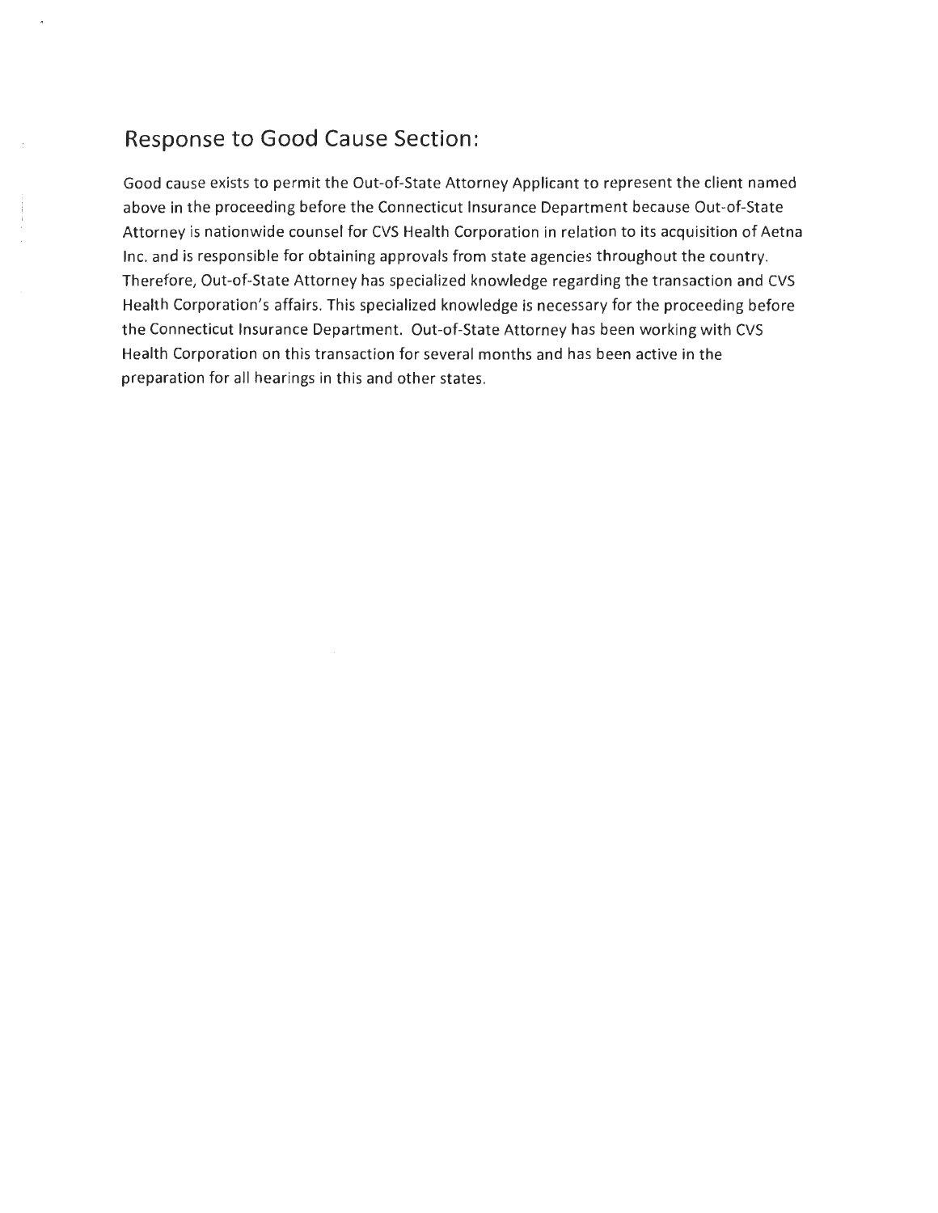## Response to Good Cause Section:

Good cause exists to permit the Out-of-State Attorney Applicant to represent the client named above in the proceeding before the Connecticut Insurance Department because Out-of-State Attorney is nationwide counsel for CVS Health Corporation in relation to its acquisition of Aetna Inc. and is responsible for obtaining approvals from state agencies throughout the country. Therefore, Out-of-State Attorney has specialized knowledge regarding the transaction and CVS Health Corporation's affairs. This specialized knowledge is necessary for the proceeding before the Connecticut Insurance Department. Out-of-State Attorney has been working with CVS Health Corporation on this transaction for several months and has been active in the preparation for all hearings in this and other states.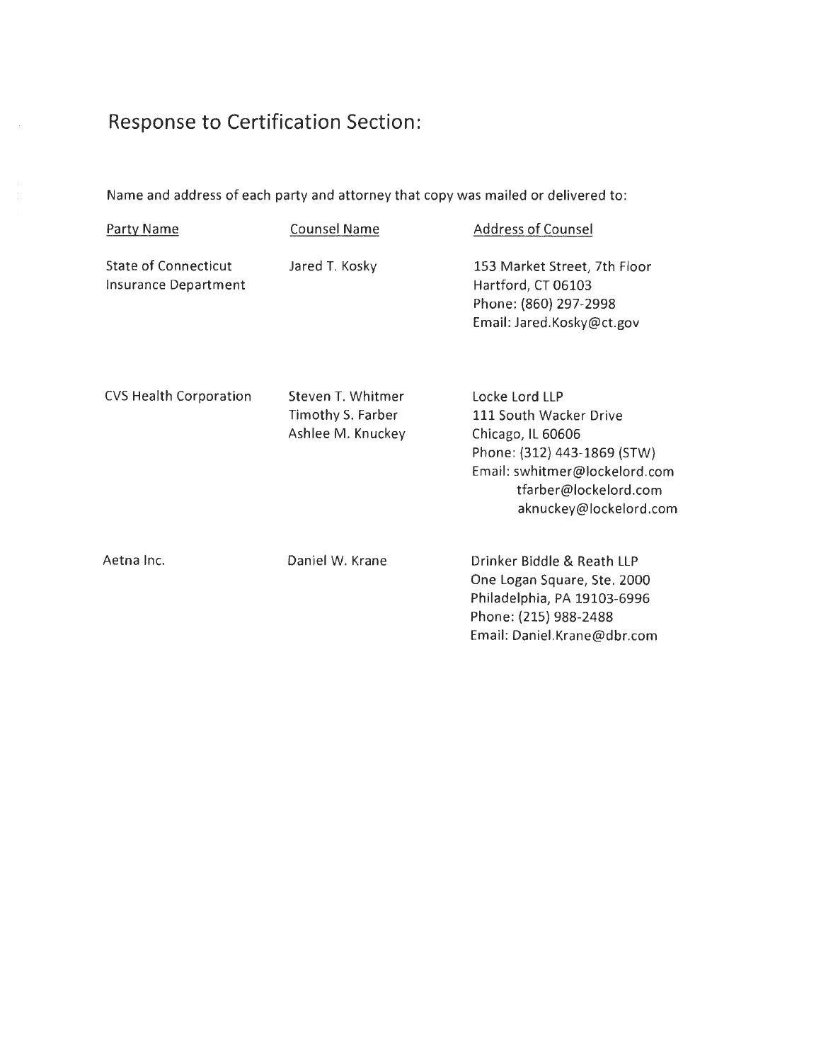## Response to Certification Section:

Name and address of each party and attorney that copy was mailed or delivered to:

| Party Name | Counsel Name | Address of Counsel |
| --- | --- | --- |
| State of Connecticut Insurance Department | Jared T. Kosky | 153 Market Street, 7th Floor<br>Hartford, CT 06103<br>Phone: (860) 297-2998<br>Email: Jared.Kosky@ct.gov |
| CVS Health Corporation | Steven T. Whitmer<br>Timothy S. Farber<br>Ashlee M. Knuckey | Locke Lord LLP<br>111 South Wacker Drive<br>Chicago, IL 60606<br>Phone: (312) 443-1869 (STW)<br>Email: swhitmer@lockelord.com<br>tfarber@lockelord.com<br>aknuckey@lockelord.com |
| Aetna Inc. | Daniel W. Krane | Drinker Biddle & Reath LLP<br>One Logan Square, Ste. 2000<br>Philadelphia, PA 19103-6996<br>Phone: (215) 988-2488<br>Email: Daniel.Krane@dbr.com |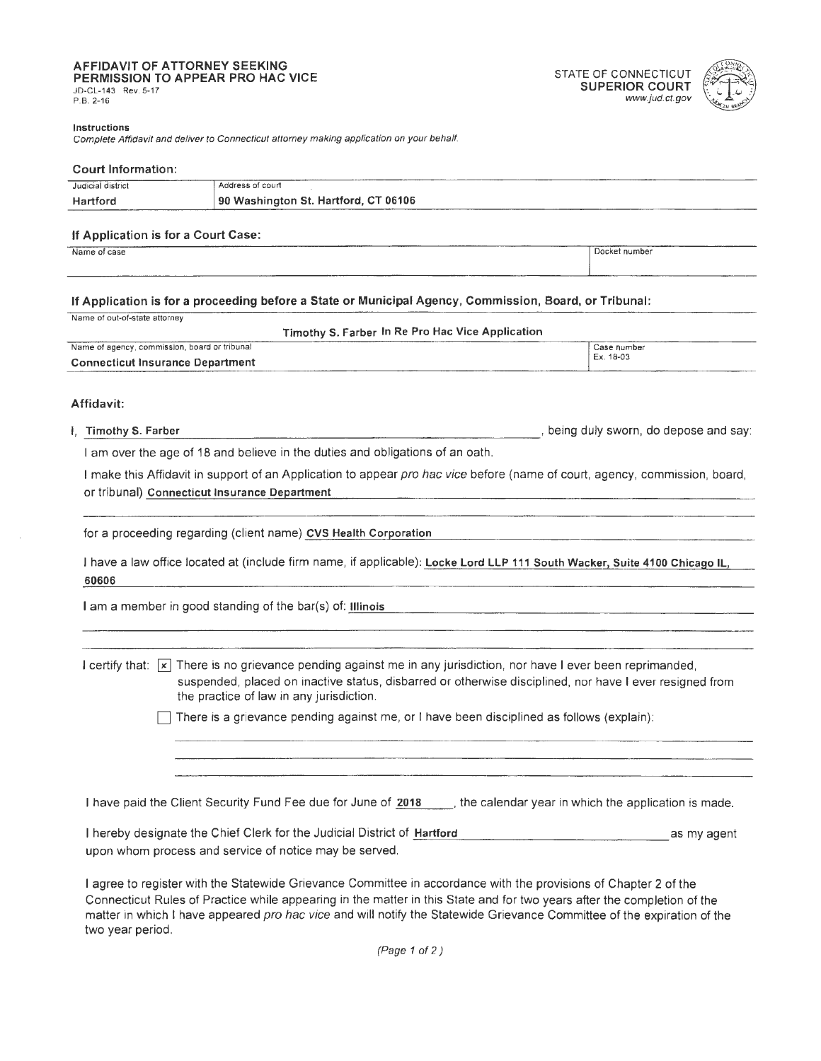**AFFIDAVIT OF ATTORNEY SEEKING PERMISSION TO APPEAR PRO HAC VICE**
JD-CL-143 Rev. 5-17
P.B. 2-16

STATE OF CONNECTICUT
**SUPERIOR COURT**
*www.jud.ct.gov*

**Instructions**
*Complete Affidavit and deliver to Connecticut attorney making application on your behalf.*

### Court Information:

| Judicial district | Address of court |
|---|---|
| Hartford | 90 Washington St. Hartford, CT 06106 |

### If Application is for a Court Case:

| Name of case | Docket number |
|---|---|
| | |

### If Application is for a proceeding before a State or Municipal Agency, Commission, Board, or Tribunal:

| Name of out-of-state attorney | |
|---|---|
| Timothy S. Farber In Re Pro Hac Vice Application | |
| **Name of agency, commission, board or tribunal** | **Case number** |
| Connecticut Insurance Department | Ex. 18-03 |

### Affidavit:

I, **Timothy S. Farber**, being duly sworn, do depose and say:

I am over the age of 18 and believe in the duties and obligations of an oath.

I make this Affidavit in support of an Application to appear *pro hac vice* before (name of court, agency, commission, board, or tribunal) **Connecticut Insurance Department**

for a proceeding regarding (client name) **CVS Health Corporation**

I have a law office located at (include firm name, if applicable): **Locke Lord LLP 111 South Wacker, Suite 4100 Chicago IL, 60606**

I am a member in good standing of the bar(s) of: **Illinois**

I certify that:

- [x] There is no grievance pending against me in any jurisdiction, nor have I ever been reprimanded, suspended, placed on inactive status, disbarred or otherwise disciplined, nor have I ever resigned from the practice of law in any jurisdiction.
- [ ] There is a grievance pending against me, or I have been disciplined as follows (explain):

I have paid the Client Security Fund Fee due for June of **2018**, the calendar year in which the application is made.

I hereby designate the Chief Clerk for the Judicial District of **Hartford** as my agent upon whom process and service of notice may be served.

I agree to register with the Statewide Grievance Committee in accordance with the provisions of Chapter 2 of the Connecticut Rules of Practice while appearing in the matter in this State and for two years after the completion of the matter in which I have appeared *pro hac vice* and will notify the Statewide Grievance Committee of the expiration of the two year period.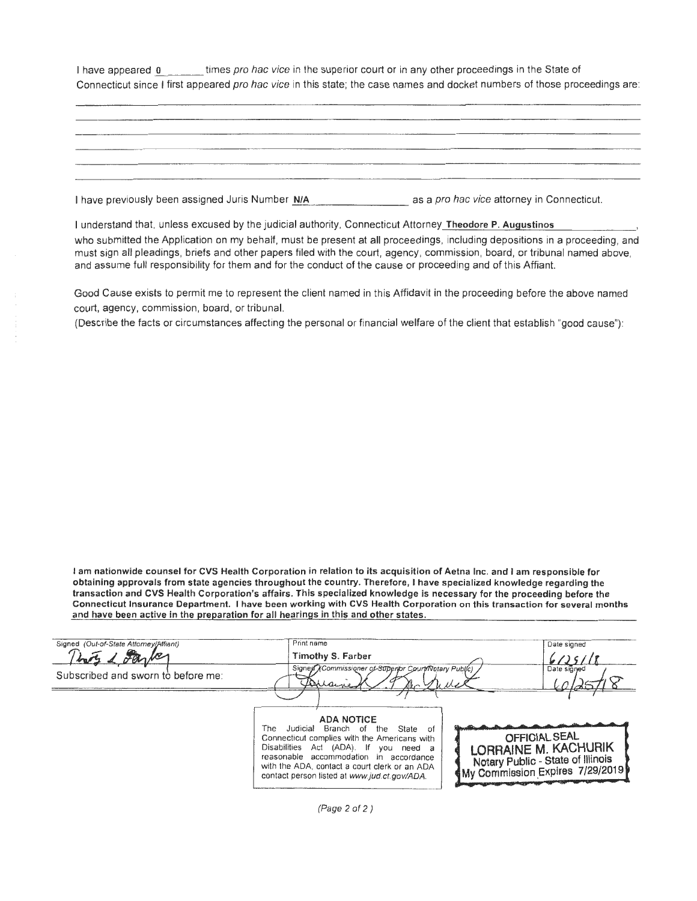I have appeared 0 times *pro hac vice* in the superior court or in any other proceedings in the State of Connecticut since I first appeared *pro hac vice* in this state; the case names and docket numbers of those proceedings are:

I have previously been assigned Juris Number **N/A** as a *pro hac vice* attorney in Connecticut.

I understand that, unless excused by the judicial authority, Connecticut Attorney **Theodore P. Augustinos**, who submitted the Application on my behalf, must be present at all proceedings, including depositions in a proceeding, and must sign all pleadings, briefs and other papers filed with the court, agency, commission, board, or tribunal named above, and assume full responsibility for them and for the conduct of the cause or proceeding and of this Affiant.

Good Cause exists to permit me to represent the client named in this Affidavit in the proceeding before the above named court, agency, commission, board, or tribunal.

(Describe the facts or circumstances affecting the personal or financial welfare of the client that establish "good cause"):

**I am nationwide counsel for CVS Health Corporation in relation to its acquisition of Aetna Inc. and I am responsible for obtaining approvals from state agencies throughout the country. Therefore, I have specialized knowledge regarding the transaction and CVS Health Corporation's affairs. This specialized knowledge is necessary for the proceeding before the Connecticut Insurance Department. I have been working with CVS Health Corporation on this transaction for several months and have been active in the preparation for all hearings in this and other states.**

| Signed (Out-of-State Attorney/Affiant) | Print name | Date signed |
|---|---|---|
| *(signature)* | **Timothy S. Farber** | 6/25/18 |
| Subscribed and sworn to before me: | Signed (Commissioner of Superior Court/Notary Public) *(signature)* | Date signed 6/25/18 |

**ADA NOTICE**
The Judicial Branch of the State of Connecticut complies with the Americans with Disabilities Act (ADA). If you need a reasonable accommodation in accordance with the ADA, contact a court clerk or an ADA contact person listed at *www.jud.ct.gov/ADA.*

OFFICIAL SEAL
LORRAINE M. KACHURIK
Notary Public - State of Illinois
My Commission Expires 7/29/2019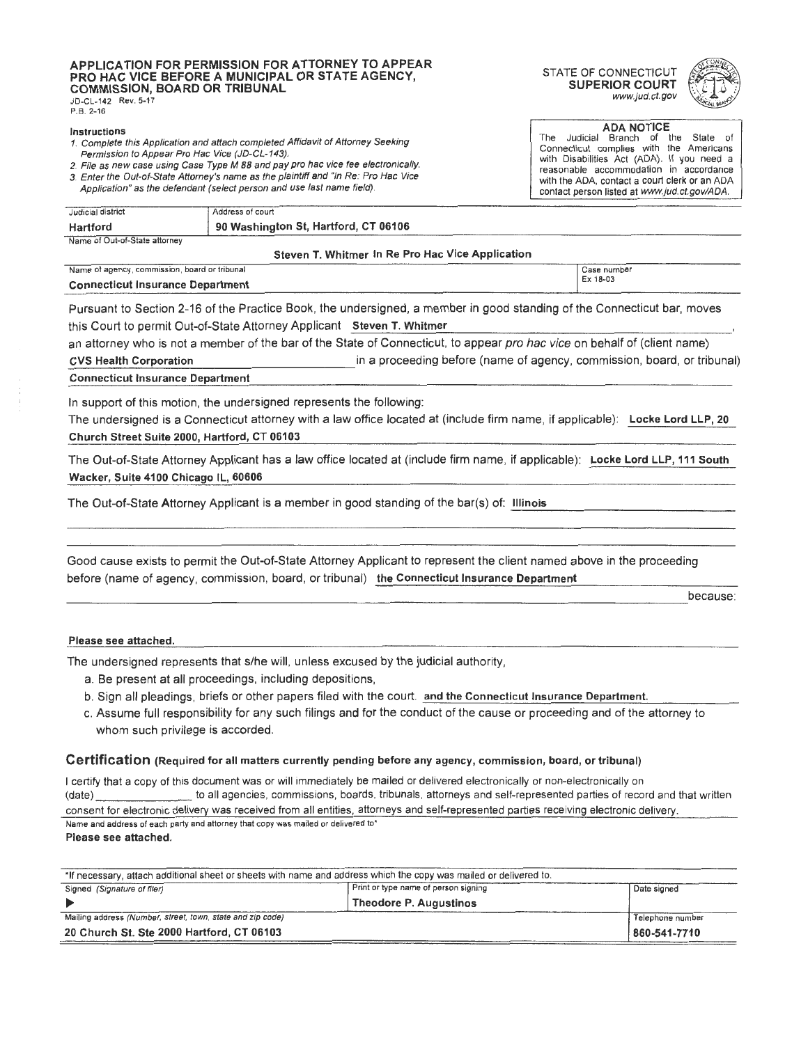# APPLICATION FOR PERMISSION FOR ATTORNEY TO APPEAR PRO HAC VICE BEFORE A MUNICIPAL OR STATE AGENCY, COMMISSION, BOARD OR TRIBUNAL

JD-CL-142 Rev. 5-17
P.B. 2-16

**STATE OF CONNECTICUT**
**SUPERIOR COURT**
*www.jud.ct.gov*

**Instructions**

*1. Complete this Application and attach completed Affidavit of Attorney Seeking Permission to Appear Pro Hac Vice (JD-CL-143).*
*2. File as new case using Case Type M 88 and pay pro hac vice fee electronically.*
*3. Enter the Out-of-State Attorney's name as the plaintiff and "In Re: Pro Hac Vice Application" as the defendant (select person and use last name field).*

**ADA NOTICE**
The Judicial Branch of the State of Connecticut complies with the Americans with Disabilities Act (ADA). If you need a reasonable accommodation in accordance with the ADA, contact a court clerk or an ADA contact person listed at *www.jud.ct.gov/ADA*.

| Judicial district | Address of court | |
|---|---|---|
| **Hartford** | **90 Washington St, Hartford, CT 06106** | |
| Name of Out-of-State attorney | | |
| **Steven T. Whitmer In Re Pro Hac Vice Application** | | |
| Name of agency, commission, board or tribunal | | Case number |
| **Connecticut Insurance Department** | | Ex 18-03 |

Pursuant to Section 2-16 of the Practice Book, the undersigned, a member in good standing of the Connecticut bar, moves this Court to permit Out-of-State Attorney Applicant **Steven T. Whitmer**, an attorney who is not a member of the bar of the State of Connecticut, to appear *pro hac vice* on behalf of (client name) **CVS Health Corporation** in a proceeding before (name of agency, commission, board, or tribunal) **Connecticut Insurance Department**

In support of this motion, the undersigned represents the following:

The undersigned is a Connecticut attorney with a law office located at (include firm name, if applicable): **Locke Lord LLP, 20 Church Street Suite 2000, Hartford, CT 06103**

The Out-of-State Attorney Applicant has a law office located at (include firm name, if applicable): **Locke Lord LLP, 111 South Wacker, Suite 4100 Chicago IL, 60606**

The Out-of-State Attorney Applicant is a member in good standing of the bar(s) of: **Illinois**

Good cause exists to permit the Out-of-State Attorney Applicant to represent the client named above in the proceeding before (name of agency, commission, board, or tribunal) **the Connecticut Insurance Department** because:

**Please see attached.**

The undersigned represents that s/he will, unless excused by the judicial authority,

a. Be present at all proceedings, including depositions,
b. Sign all pleadings, briefs or other papers filed with the court. **and the Connecticut Insurance Department.**
c. Assume full responsibility for any such filings and for the conduct of the cause or proceeding and of the attorney to whom such privilege is accorded.

## Certification (Required for all matters currently pending before any agency, commission, board, or tribunal)

I certify that a copy of this document was or will immediately be mailed or delivered electronically or non-electronically on (date) \_\_\_\_\_\_\_\_\_\_ to all agencies, commissions, boards, tribunals, attorneys and self-represented parties of record and that written consent for electronic delivery was received from all entities, attorneys and self-represented parties receiving electronic delivery.

Name and address of each party and attorney that copy was mailed or delivered to*
**Please see attached.**

*If necessary, attach additional sheet or sheets with name and address which the copy was mailed or delivered to.

| Signed (Signature of filer) | Print or type name of person signing | Date signed |
|---|---|---|
| ▶ | **Theodore P. Augustinos** | |
| Mailing address (Number, street, town, state and zip code) | | Telephone number |
| **20 Church St. Ste 2000 Hartford, CT 06103** | | **860-541-7710** |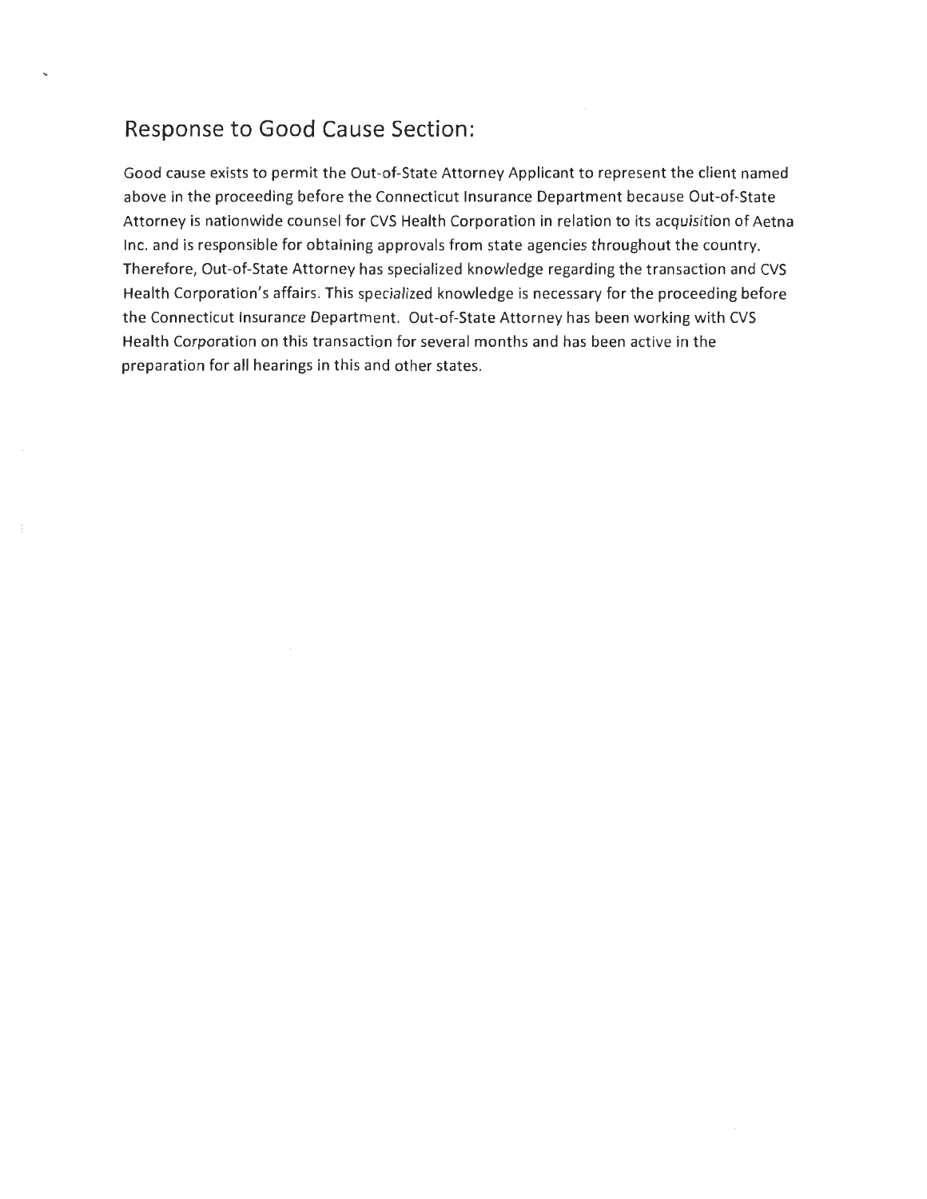## Response to Good Cause Section:

Good cause exists to permit the Out-of-State Attorney Applicant to represent the client named above in the proceeding before the Connecticut Insurance Department because Out-of-State Attorney is nationwide counsel for CVS Health Corporation in relation to its acquisition of Aetna Inc. and is responsible for obtaining approvals from state agencies throughout the country. Therefore, Out-of-State Attorney has specialized knowledge regarding the transaction and CVS Health Corporation's affairs. This specialized knowledge is necessary for the proceeding before the Connecticut Insurance Department. Out-of-State Attorney has been working with CVS Health Corporation on this transaction for several months and has been active in the preparation for all hearings in this and other states.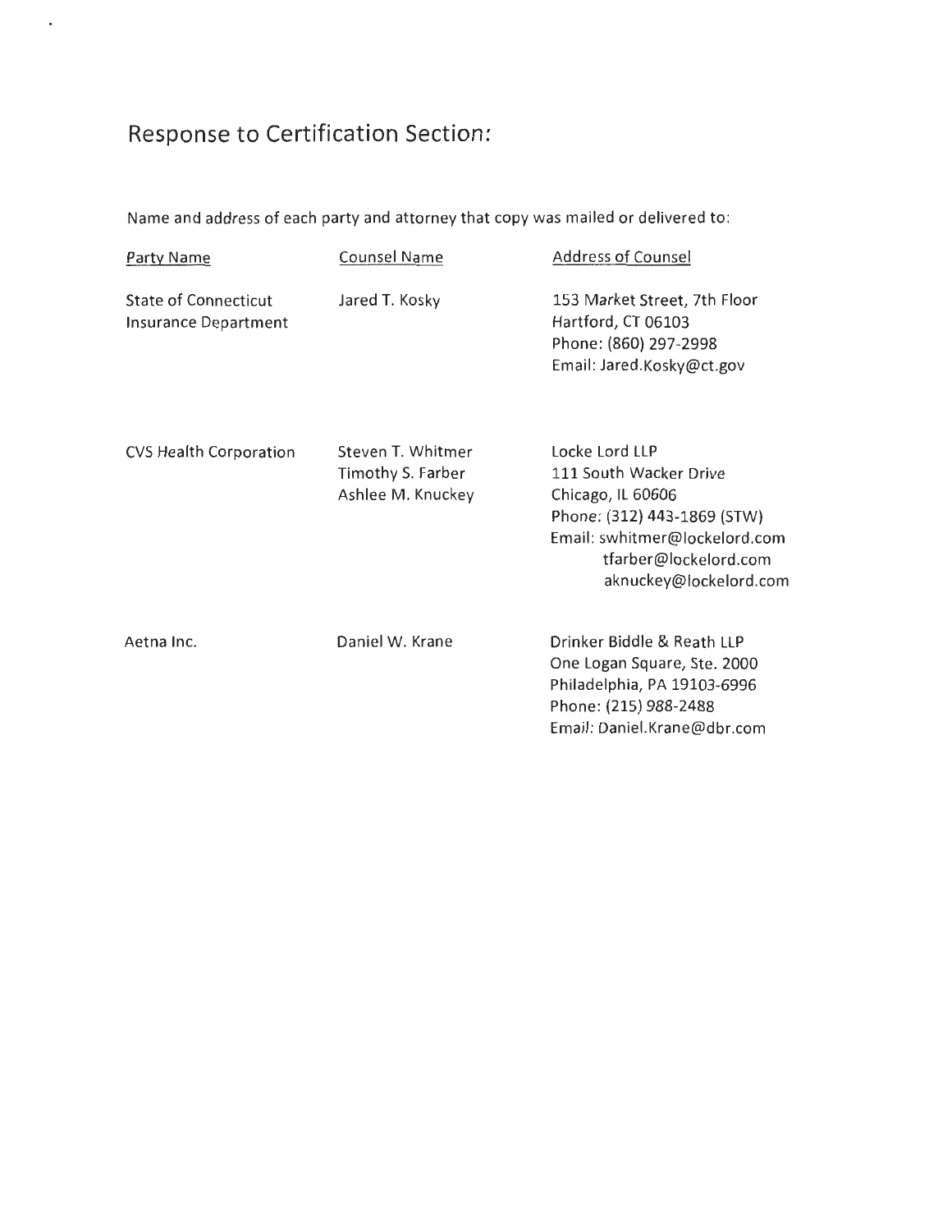## Response to Certification Section:

Name and address of each party and attorney that copy was mailed or delivered to:

| Party Name | Counsel Name | Address of Counsel |
|---|---|---|
| State of Connecticut Insurance Department | Jared T. Kosky | 153 Market Street, 7th Floor<br>Hartford, CT 06103<br>Phone: (860) 297-2998<br>Email: Jared.Kosky@ct.gov |
| CVS Health Corporation | Steven T. Whitmer<br>Timothy S. Farber<br>Ashlee M. Knuckey | Locke Lord LLP<br>111 South Wacker Drive<br>Chicago, IL 60606<br>Phone: (312) 443-1869 (STW)<br>Email: swhitmer@lockelord.com<br>tfarber@lockelord.com<br>aknuckey@lockelord.com |
| Aetna Inc. | Daniel W. Krane | Drinker Biddle & Reath LLP<br>One Logan Square, Ste. 2000<br>Philadelphia, PA 19103-6996<br>Phone: (215) 988-2488<br>Email: Daniel.Krane@dbr.com |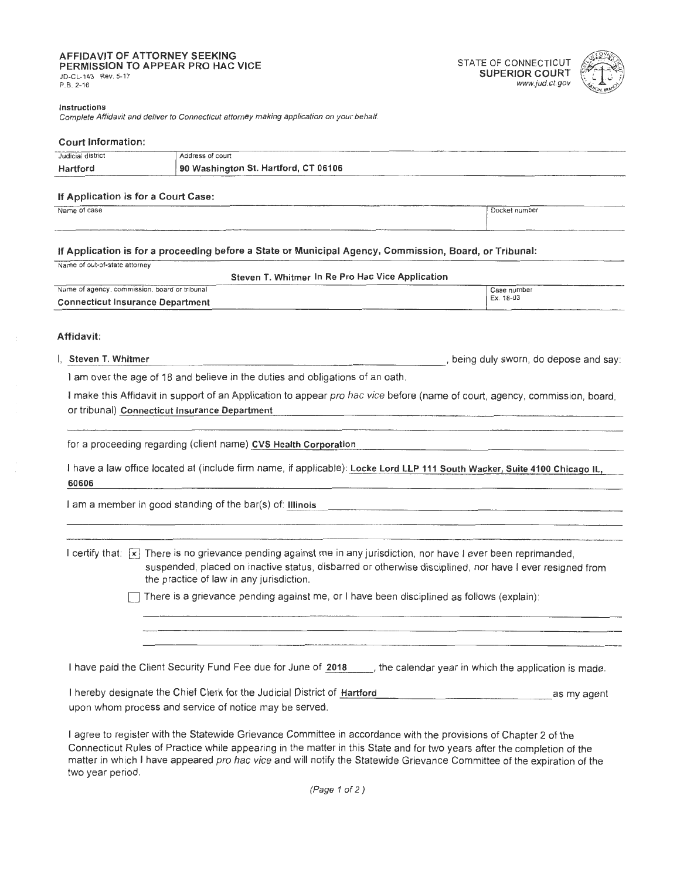**AFFIDAVIT OF ATTORNEY SEEKING PERMISSION TO APPEAR PRO HAC VICE**
JD-CL-143 Rev. 5-17
P.B. 2-16

STATE OF CONNECTICUT
**SUPERIOR COURT**
*www.jud.ct.gov*

**Instructions**
*Complete Affidavit and deliver to Connecticut attorney making application on your behalf.*

### Court Information:

| Judicial district | Address of court |
|---|---|
| **Hartford** | **90 Washington St. Hartford, CT 06106** |

### If Application is for a Court Case:

| Name of case | Docket number |
|---|---|
| | |

### If Application is for a proceeding before a State or Municipal Agency, Commission, Board, or Tribunal:

Name of out-of-state attorney
**Steven T. Whitmer In Re Pro Hac Vice Application**

| Name of agency, commission, board or tribunal | Case number |
|---|---|
| **Connecticut Insurance Department** | Ex. 18-03 |

### Affidavit:

I, **Steven T. Whitmer**, being duly sworn, do depose and say:

I am over the age of 18 and believe in the duties and obligations of an oath.

I make this Affidavit in support of an Application to appear *pro hac vice* before (name of court, agency, commission, board, or tribunal) **Connecticut Insurance Department**

for a proceeding regarding (client name) **CVS Health Corporation**

I have a law office located at (include firm name, if applicable): **Locke Lord LLP 111 South Wacker, Suite 4100 Chicago IL, 60606**

I am a member in good standing of the bar(s) of: **Illinois**

I certify that:
- [x] There is no grievance pending against me in any jurisdiction, nor have I ever been reprimanded, suspended, placed on inactive status, disbarred or otherwise disciplined, nor have I ever resigned from the practice of law in any jurisdiction.
- [ ] There is a grievance pending against me, or I have been disciplined as follows (explain):

I have paid the Client Security Fund Fee due for June of **2018**, the calendar year in which the application is made.

I hereby designate the Chief Clerk for the Judicial District of **Hartford** as my agent upon whom process and service of notice may be served.

I agree to register with the Statewide Grievance Committee in accordance with the provisions of Chapter 2 of the Connecticut Rules of Practice while appearing in the matter in this State and for two years after the completion of the matter in which I have appeared *pro hac vice* and will notify the Statewide Grievance Committee of the expiration of the two year period.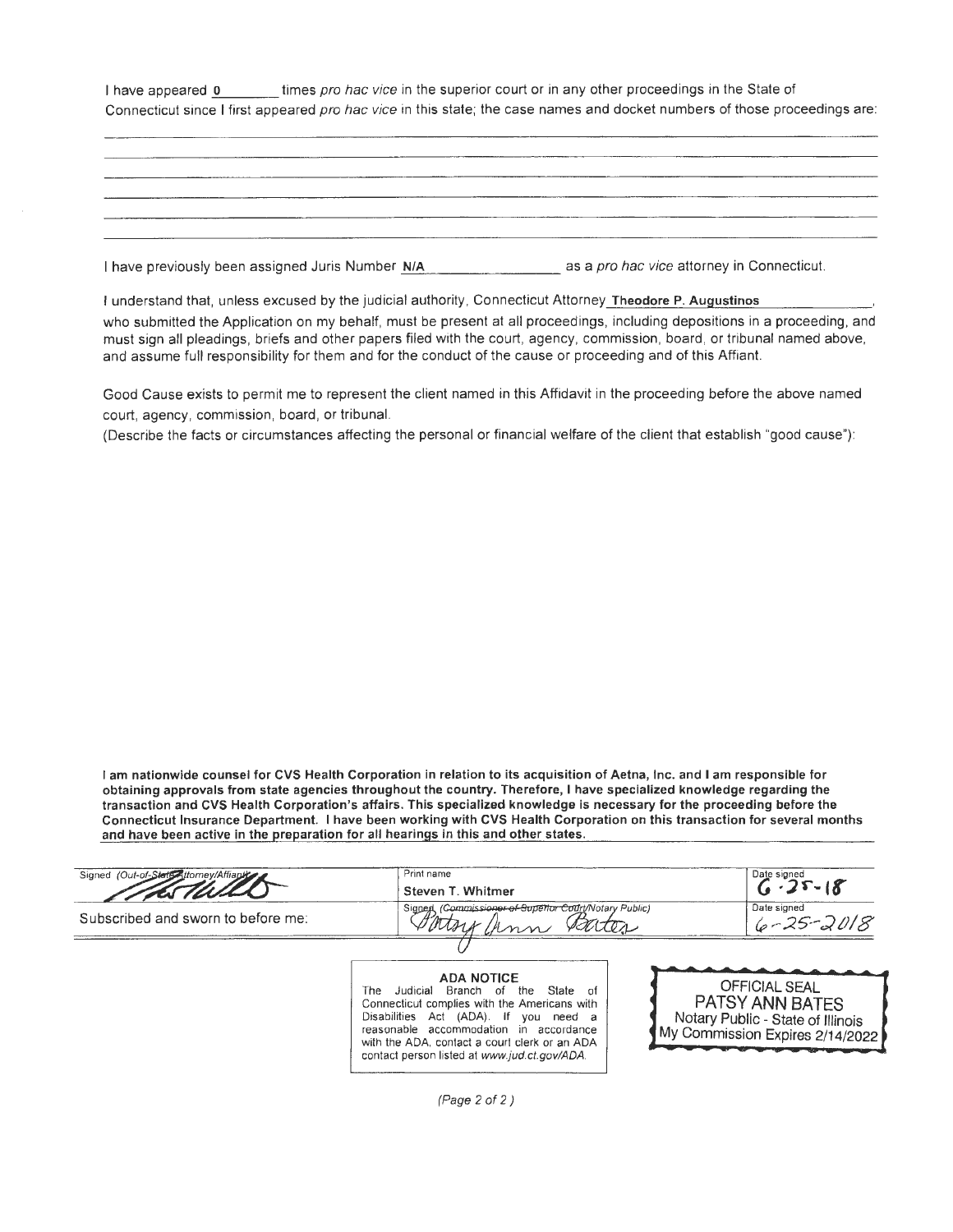I have appeared **0** times *pro hac vice* in the superior court or in any other proceedings in the State of Connecticut since I first appeared *pro hac vice* in this state; the case names and docket numbers of those proceedings are:

I have previously been assigned Juris Number **N/A** as a *pro hac vice* attorney in Connecticut.

I understand that, unless excused by the judicial authority, Connecticut Attorney **Theodore P. Augustinos**, who submitted the Application on my behalf, must be present at all proceedings, including depositions in a proceeding, and must sign all pleadings, briefs and other papers filed with the court, agency, commission, board, or tribunal named above, and assume full responsibility for them and for the conduct of the cause or proceeding and of this Affiant.

Good Cause exists to permit me to represent the client named in this Affidavit in the proceeding before the above named court, agency, commission, board, or tribunal.

(Describe the facts or circumstances affecting the personal or financial welfare of the client that establish "good cause"):

**I am nationwide counsel for CVS Health Corporation in relation to its acquisition of Aetna, Inc. and I am responsible for obtaining approvals from state agencies throughout the country. Therefore, I have specialized knowledge regarding the transaction and CVS Health Corporation's affairs. This specialized knowledge is necessary for the proceeding before the Connecticut Insurance Department. I have been working with CVS Health Corporation on this transaction for several months and have been active in the preparation for all hearings in this and other states.**

| Signed (Out-of-State Attorney/Affiant) | Print name | Date signed |
|---|---|---|
| [signature] | Steven T. Whitmer | 6-25-18 |
| Subscribed and sworn to before me: | Signed (~~Commissioner of Superior Court~~/Notary Public) Patsy Ann Bates | Date signed 6-25-2018 |

**ADA NOTICE**
The Judicial Branch of the State of Connecticut complies with the Americans with Disabilities Act (ADA). If you need a reasonable accommodation in accordance with the ADA, contact a court clerk or an ADA contact person listed at *www.jud.ct.gov/ADA*.

OFFICIAL SEAL
PATSY ANN BATES
Notary Public - State of Illinois
My Commission Expires 2/14/2022

(Page 2 of 2)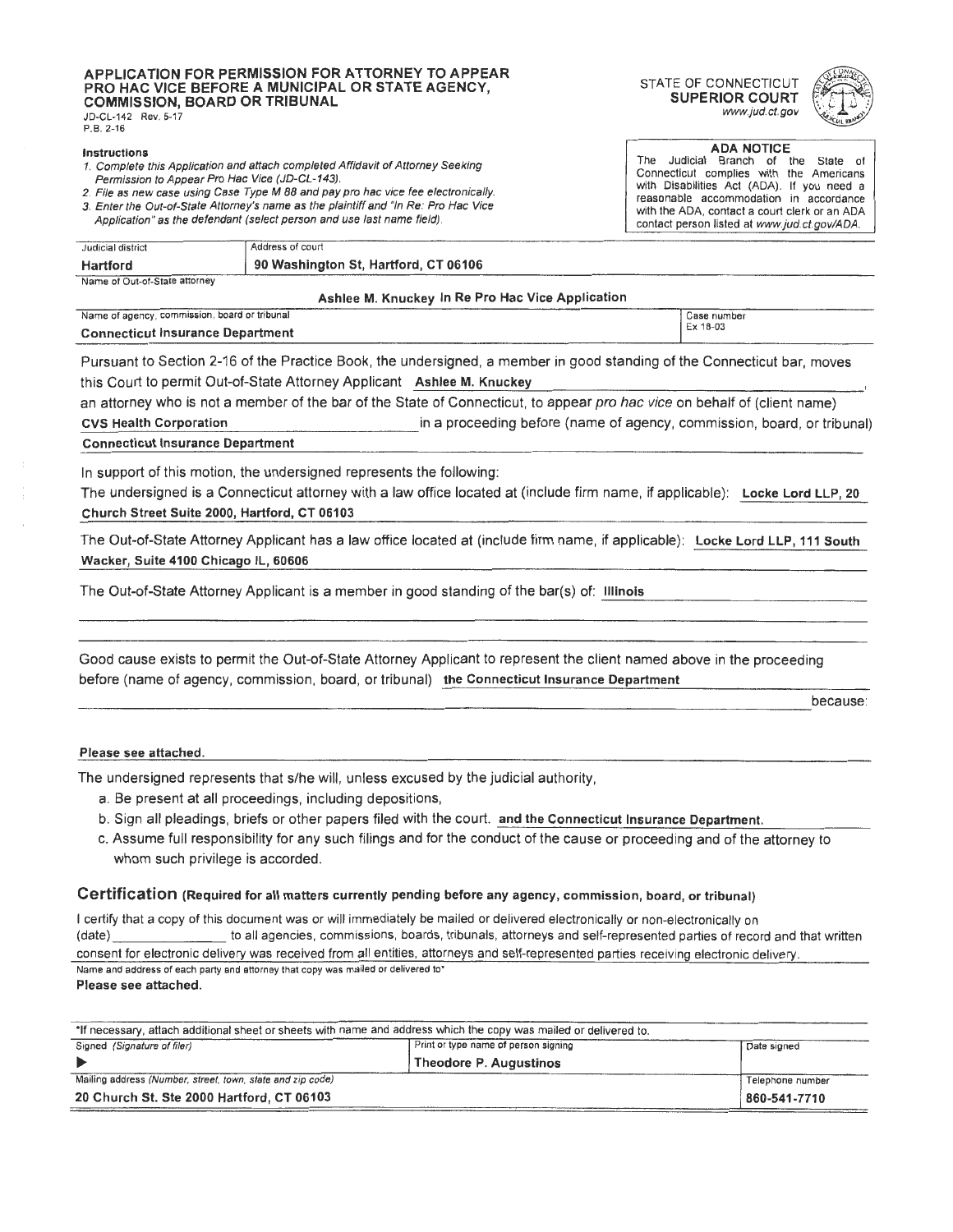## APPLICATION FOR PERMISSION FOR ATTORNEY TO APPEAR PRO HAC VICE BEFORE A MUNICIPAL OR STATE AGENCY, COMMISSION, BOARD OR TRIBUNAL

JD-CL-142 Rev. 5-17
P.B. 2-16

STATE OF CONNECTICUT
**SUPERIOR COURT**
*www.jud.ct.gov*

**Instructions**

1. *Complete this Application and attach completed Affidavit of Attorney Seeking Permission to Appear Pro Hac Vice (JD-CL-143).*
2. *File as new case using Case Type M 88 and pay pro hac vice fee electronically.*
3. *Enter the Out-of-State Attorney's name as the plaintiff and "In Re: Pro Hac Vice Application" as the defendant (select person and use last name field).*

**ADA NOTICE**
The Judicial Branch of the State of Connecticut complies with the Americans with Disabilities Act (ADA). If you need a reasonable accommodation in accordance with the ADA, contact a court clerk or an ADA contact person listed at *www.jud.ct.gov/ADA.*

| Judicial district | Address of court |
|---|---|
| **Hartford** | **90 Washington St, Hartford, CT 06106** |

Name of Out-of-State attorney
**Ashlee M. Knuckey In Re Pro Hac Vice Application**

| Name of agency, commission, board or tribunal | Case number |
|---|---|
| **Connecticut Insurance Department** | Ex 18-03 |

Pursuant to Section 2-16 of the Practice Book, the undersigned, a member in good standing of the Connecticut bar, moves this Court to permit Out-of-State Attorney Applicant **Ashlee M. Knuckey**, an attorney who is not a member of the bar of the State of Connecticut, to appear *pro hac vice* on behalf of (client name) **CVS Health Corporation** in a proceeding before (name of agency, commission, board, or tribunal) **Connecticut Insurance Department**

In support of this motion, the undersigned represents the following:

The undersigned is a Connecticut attorney with a law office located at (include firm name, if applicable): **Locke Lord LLP, 20 Church Street Suite 2000, Hartford, CT 06103**

The Out-of-State Attorney Applicant has a law office located at (include firm name, if applicable): **Locke Lord LLP, 111 South Wacker, Suite 4100 Chicago IL, 60606**

The Out-of-State Attorney Applicant is a member in good standing of the bar(s) of: **Illinois**

Good cause exists to permit the Out-of-State Attorney Applicant to represent the client named above in the proceeding before (name of agency, commission, board, or tribunal) **the Connecticut Insurance Department** because:

**Please see attached.**

The undersigned represents that s/he will, unless excused by the judicial authority,

a. Be present at all proceedings, including depositions,
b. Sign all pleadings, briefs or other papers filed with the court. **and the Connecticut Insurance Department.**
c. Assume full responsibility for any such filings and for the conduct of the cause or proceeding and of the attorney to whom such privilege is accorded.

### Certification (Required for all matters currently pending before any agency, commission, board, or tribunal)

I certify that a copy of this document was or will immediately be mailed or delivered electronically or non-electronically on (date) \_\_\_\_\_\_\_\_\_\_ to all agencies, commissions, boards, tribunals, attorneys and self-represented parties of record and that written consent for electronic delivery was received from all entities, attorneys and self-represented parties receiving electronic delivery.

Name and address of each party and attorney that copy was mailed or delivered to*
**Please see attached.**

*If necessary, attach additional sheet or sheets with name and address which the copy was mailed or delivered to.

| Signed (Signature of filer) | Print or type name of person signing | Date signed |
|---|---|---|
| ▶ | **Theodore P. Augustinos** | |
| **Mailing address (Number, street, town, state and zip code)** | | **Telephone number** |
| **20 Church St. Ste 2000 Hartford, CT 06103** | | **860-541-7710** |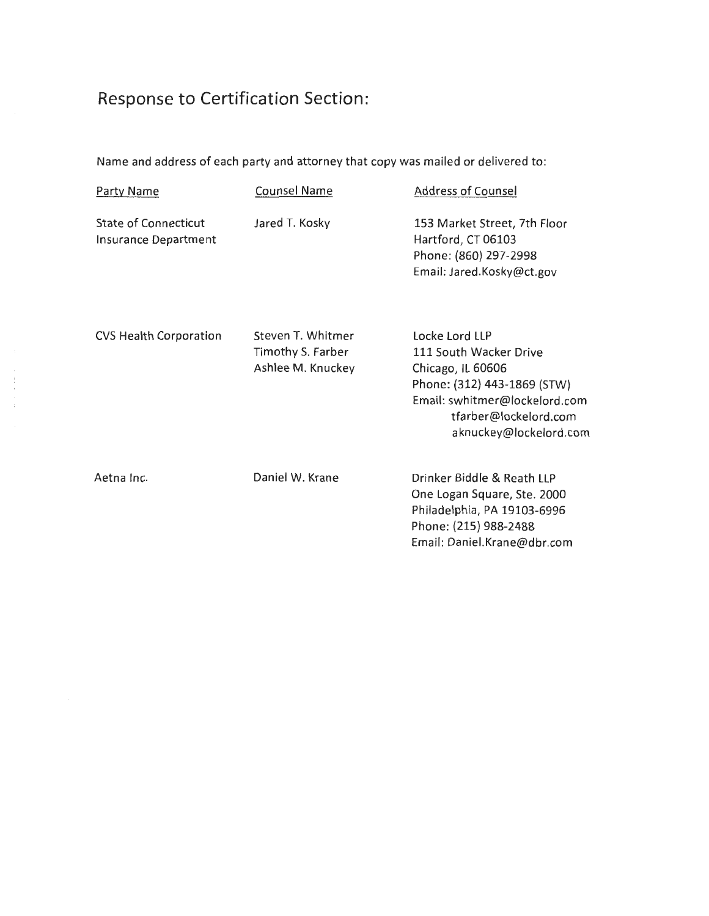## Response to Certification Section:

Name and address of each party and attorney that copy was mailed or delivered to:

| Party Name | Counsel Name | Address of Counsel |
|---|---|---|
| State of Connecticut Insurance Department | Jared T. Kosky | 153 Market Street, 7th Floor<br>Hartford, CT 06103<br>Phone: (860) 297-2998<br>Email: Jared.Kosky@ct.gov |
| CVS Health Corporation | Steven T. Whitmer<br>Timothy S. Farber<br>Ashlee M. Knuckey | Locke Lord LLP<br>111 South Wacker Drive<br>Chicago, IL 60606<br>Phone: (312) 443-1869 (STW)<br>Email: swhitmer@lockelord.com<br>tfarber@lockelord.com<br>aknuckey@lockelord.com |
| Aetna Inc. | Daniel W. Krane | Drinker Biddle & Reath LLP<br>One Logan Square, Ste. 2000<br>Philadelphia, PA 19103-6996<br>Phone: (215) 988-2488<br>Email: Daniel.Krane@dbr.com |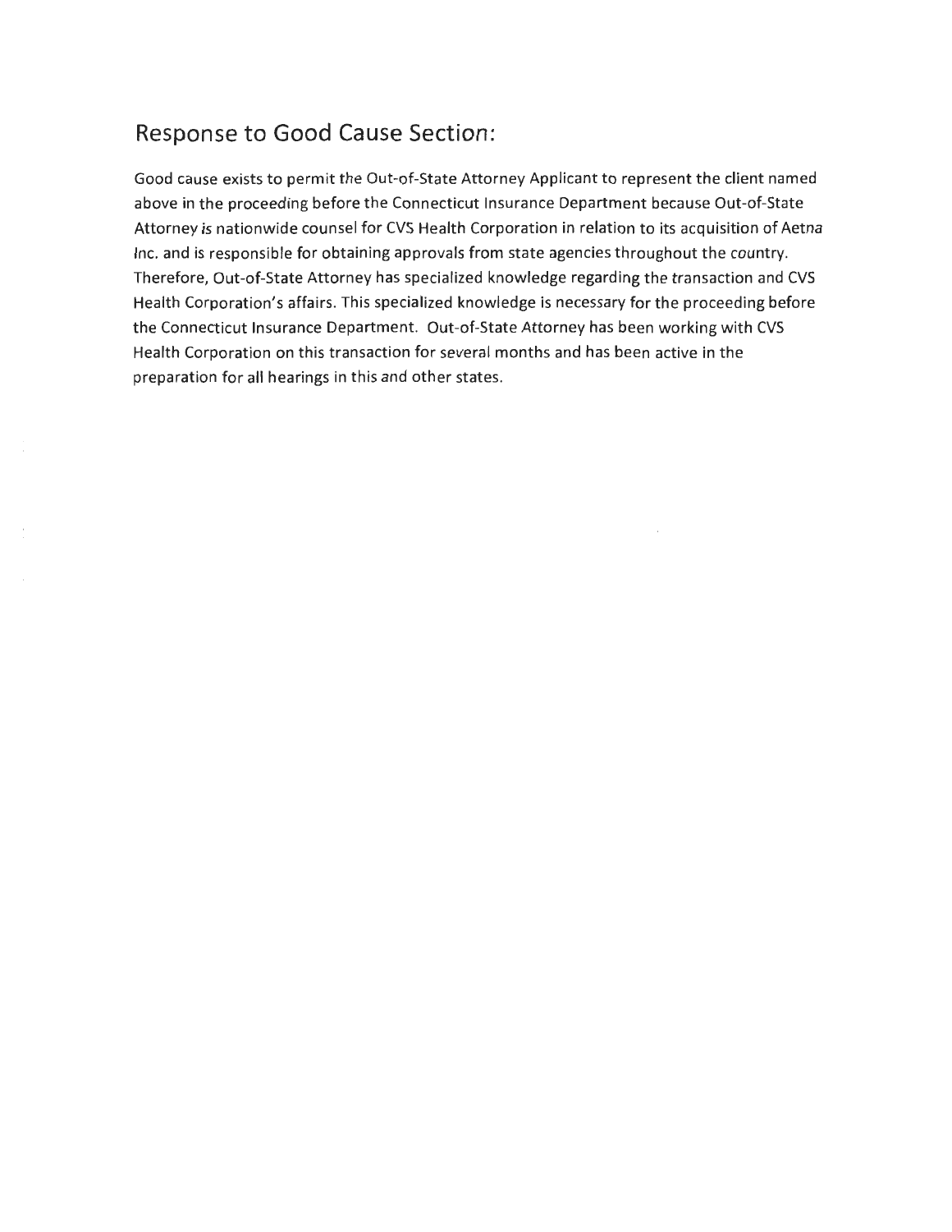## Response to Good Cause Section:

Good cause exists to permit the Out-of-State Attorney Applicant to represent the client named above in the proceeding before the Connecticut Insurance Department because Out-of-State Attorney is nationwide counsel for CVS Health Corporation in relation to its acquisition of Aetna Inc. and is responsible for obtaining approvals from state agencies throughout the country. Therefore, Out-of-State Attorney has specialized knowledge regarding the transaction and CVS Health Corporation's affairs. This specialized knowledge is necessary for the proceeding before the Connecticut Insurance Department. Out-of-State Attorney has been working with CVS Health Corporation on this transaction for several months and has been active in the preparation for all hearings in this and other states.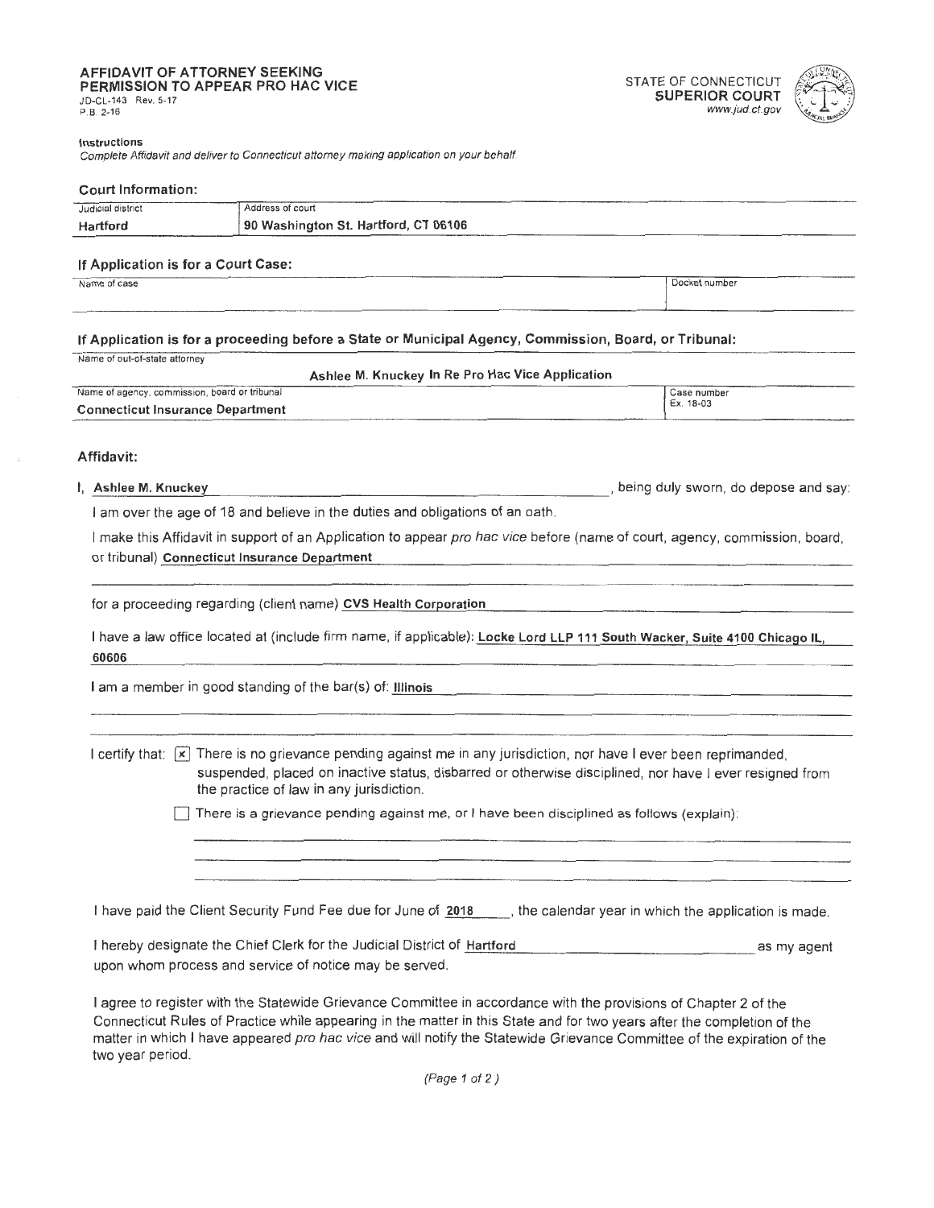**AFFIDAVIT OF ATTORNEY SEEKING PERMISSION TO APPEAR PRO HAC VICE**
JD-CL-143 Rev. 5-17
P.B. 2-16

STATE OF CONNECTICUT
**SUPERIOR COURT**
*www.jud.ct.gov*

**Instructions**
*Complete Affidavit and deliver to Connecticut attorney making application on your behalf.*

### Court Information:

| Judicial district | Address of court |
|---|---|
| **Hartford** | **90 Washington St. Hartford, CT 06106** |

### If Application is for a Court Case:

| Name of case | Docket number |
|---|---|
| | |

### If Application is for a proceeding before a State or Municipal Agency, Commission, Board, or Tribunal:

| Name of out-of-state attorney | |
|---|---|
| **Ashlee M. Knuckey In Re Pro Hac Vice Application** | |
| Name of agency, commission, board or tribunal | Case number |
| **Connecticut Insurance Department** | Ex. 18-03 |

### Affidavit:

I, **Ashlee M. Knuckey**, being duly sworn, do depose and say:

I am over the age of 18 and believe in the duties and obligations of an oath.

I make this Affidavit in support of an Application to appear *pro hac vice* before (name of court, agency, commission, board, or tribunal) **Connecticut Insurance Department**

for a proceeding regarding (client name) **CVS Health Corporation**

I have a law office located at (include firm name, if applicable): **Locke Lord LLP 111 South Wacker, Suite 4100 Chicago IL, 60606**

I am a member in good standing of the bar(s) of: **Illinois**

I certify that:

- [x] There is no grievance pending against me in any jurisdiction, nor have I ever been reprimanded, suspended, placed on inactive status, disbarred or otherwise disciplined, nor have I ever resigned from the practice of law in any jurisdiction.
- [ ] There is a grievance pending against me, or I have been disciplined as follows (explain):

I have paid the Client Security Fund Fee due for June of **2018**, the calendar year in which the application is made.

I hereby designate the Chief Clerk for the Judicial District of **Hartford** as my agent upon whom process and service of notice may be served.

I agree to register with the Statewide Grievance Committee in accordance with the provisions of Chapter 2 of the Connecticut Rules of Practice while appearing in the matter in this State and for two years after the completion of the matter in which I have appeared *pro hac vice* and will notify the Statewide Grievance Committee of the expiration of the two year period.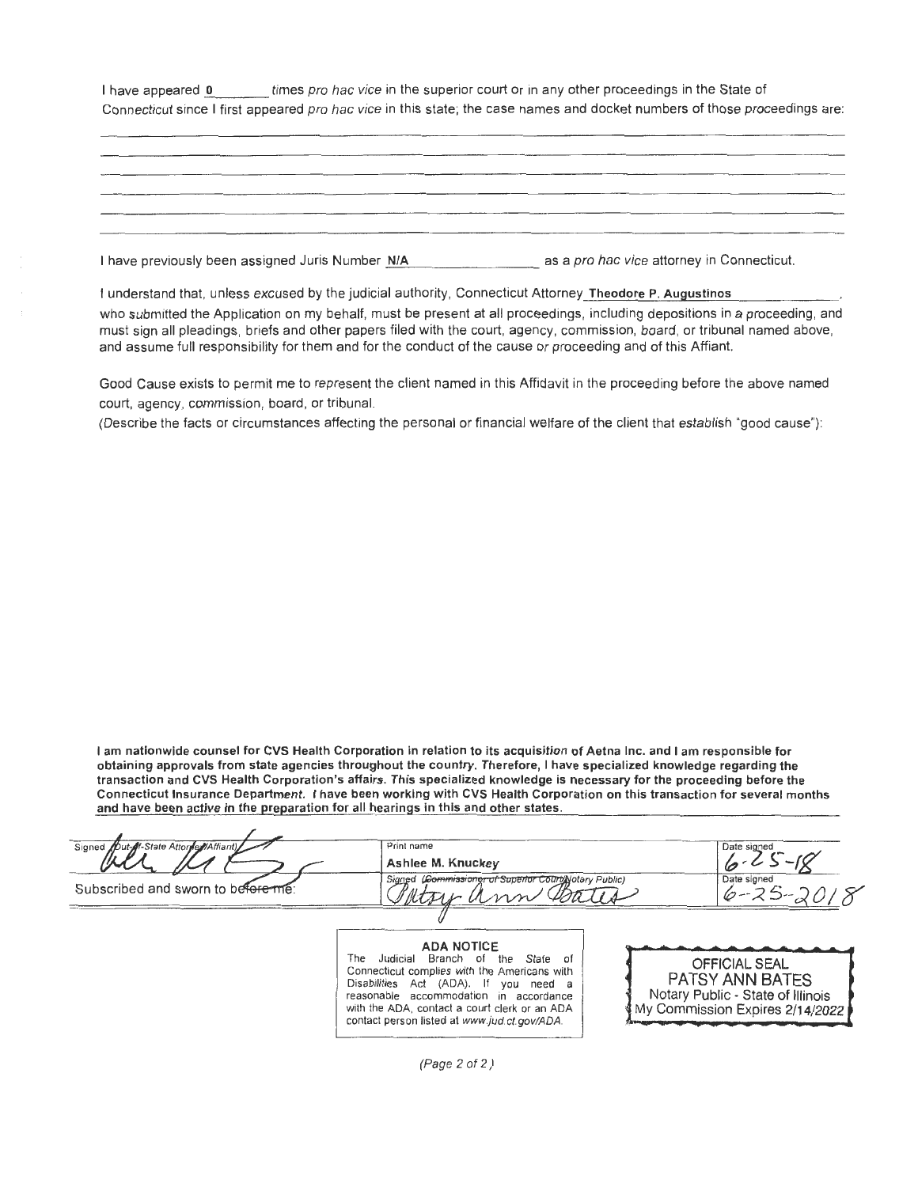I have appeared 0 times *pro hac vice* in the superior court or in any other proceedings in the State of Connecticut since I first appeared *pro hac vice* in this state; the case names and docket numbers of those proceedings are:

I have previously been assigned Juris Number N/A as a *pro hac vice* attorney in Connecticut.

I understand that, unless excused by the judicial authority, Connecticut Attorney **Theodore P. Augustinos**, who submitted the Application on my behalf, must be present at all proceedings, including depositions in a proceeding, and must sign all pleadings, briefs and other papers filed with the court, agency, commission, board, or tribunal named above, and assume full responsibility for them and for the conduct of the cause or proceeding and of this Affiant.

Good Cause exists to permit me to represent the client named in this Affidavit in the proceeding before the above named court, agency, commission, board, or tribunal.

(Describe the facts or circumstances affecting the personal or financial welfare of the client that establish "good cause"):

**I am nationwide counsel for CVS Health Corporation in relation to its acquisition of Aetna Inc. and I am responsible for obtaining approvals from state agencies throughout the country. Therefore, I have specialized knowledge regarding the transaction and CVS Health Corporation's affairs. This specialized knowledge is necessary for the proceeding before the Connecticut Insurance Department. I have been working with CVS Health Corporation on this transaction for several months and have been active in the preparation for all hearings in this and other states.**

| Signed (Out-of-State Attorney/Affiant) | Print name | Date signed |
| --- | --- | --- |
| *[signature]* | Ashlee M. Knuckey | 6-25-18 |
| Subscribed and sworn to before me: | Signed (~~Commissioner of Superior Court/~~Notary Public) *Patsy Ann Bates* | Date signed 6-25-2018 |

**ADA NOTICE**
The Judicial Branch of the State of Connecticut complies with the Americans with Disabilities Act (ADA). If you need a reasonable accommodation in accordance with the ADA, contact a court clerk or an ADA contact person listed at *www.jud.ct.gov/ADA*.

OFFICIAL SEAL
PATSY ANN BATES
Notary Public - State of Illinois
My Commission Expires 2/14/2022